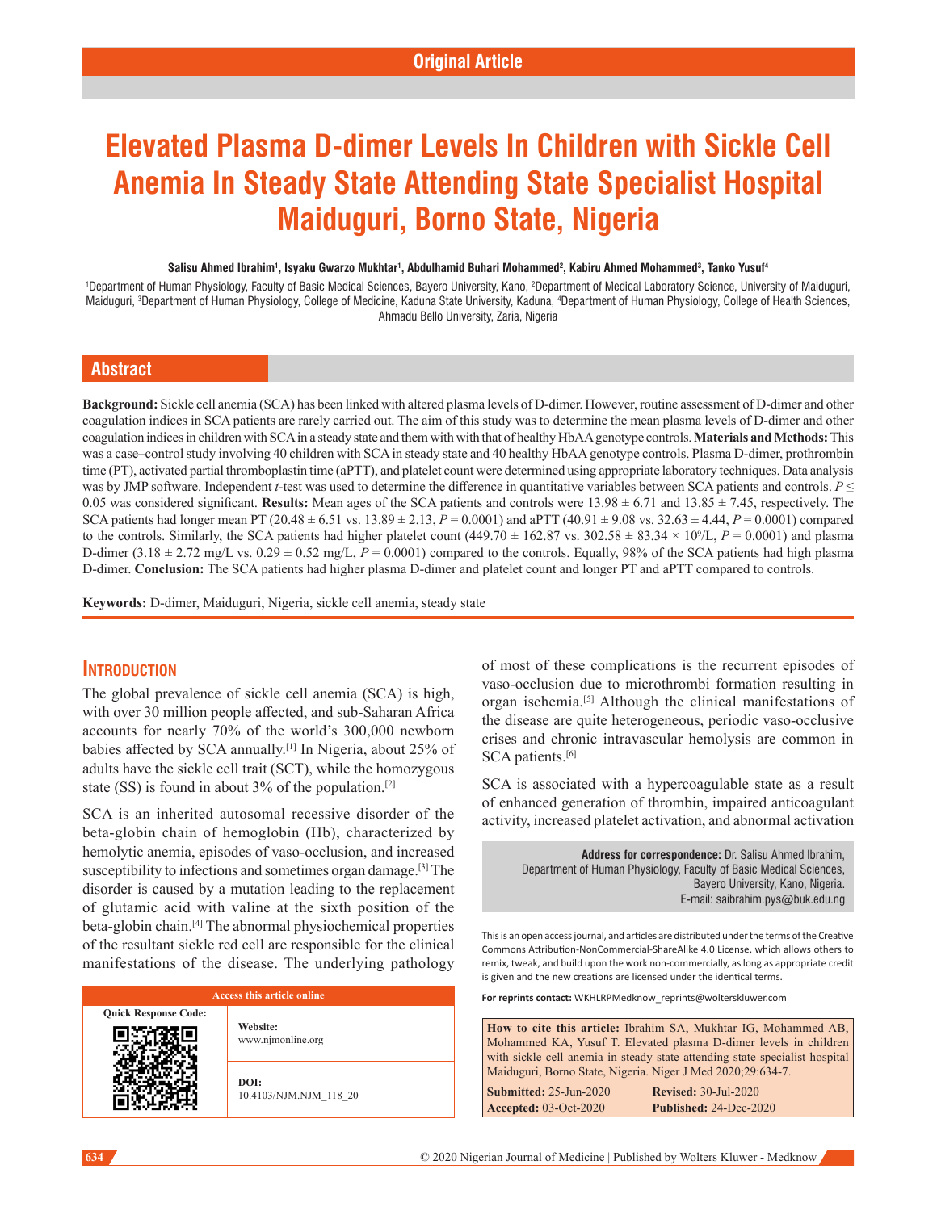Original Article

# Elevated Plasma D-dimer Levels In Children with Sickle Cell Anemia In Steady State Attending State Specialist Hospital Maiduguri, Borno State, Nigeria

**Salisu Ahmed Ibrahim[1], Isyaku Gwarzo Mukhtar[1], Abdulhamid Buhari Mohammed[2], Kabiru Ahmed Mohammed[3], Tanko Yusuf[4]**

[1]Department of Human Physiology, Faculty of Basic Medical Sciences, Bayero University, Kano, [2]Department of Medical Laboratory Science, University of Maiduguri, Maiduguri, [3]Department of Human Physiology, College of Medicine, Kaduna State University, Kaduna, [4]Department of Human Physiology, College of Health Sciences, Ahmadu Bello University, Zaria, Nigeria

## Abstract

**Background:** Sickle cell anemia (SCA) has been linked with altered plasma levels of D-dimer. However, routine assessment of D-dimer and other coagulation indices in SCA patients are rarely carried out. The aim of this study was to determine the mean plasma levels of D-dimer and other coagulation indices in children with SCA in a steady state and them with with that of healthy HbAA genotype controls. **Materials and Methods:** This was a case–control study involving 40 children with SCA in steady state and 40 healthy HbAA genotype controls. Plasma D-dimer, prothrombin time (PT), activated partial thromboplastin time (aPTT), and platelet count were determined using appropriate laboratory techniques. Data analysis was by JMP software. Independent *t*-test was used to determine the difference in quantitative variables between SCA patients and controls. $P \leq 0.05$ was considered significant. **Results:** Mean ages of the SCA patients and controls were $13.98 \pm 6.71$ and $13.85 \pm 7.45$, respectively. The SCA patients had longer mean PT ($20.48 \pm 6.51$ vs. $13.89 \pm 2.13$, $P = 0.0001$) and aPTT ($40.91 \pm 9.08$ vs. $32.63 \pm 4.44$, $P = 0.0001$) compared to the controls. Similarly, the SCA patients had higher platelet count ($449.70 \pm 162.87$ vs. $302.58 \pm 83.34 \times 10^9$/L, $P = 0.0001$) and plasma D-dimer ($3.18 \pm 2.72$ mg/L vs. $0.29 \pm 0.52$ mg/L, $P = 0.0001$) compared to the controls. Equally, 98% of the SCA patients had high plasma D-dimer. **Conclusion:** The SCA patients had higher plasma D-dimer and platelet count and longer PT and aPTT compared to controls.

**Keywords:** D-dimer, Maiduguri, Nigeria, sickle cell anemia, steady state

## Introduction

The global prevalence of sickle cell anemia (SCA) is high, with over 30 million people affected, and sub-Saharan Africa accounts for nearly 70% of the world's 300,000 newborn babies affected by SCA annually.[1] In Nigeria, about 25% of adults have the sickle cell trait (SCT), while the homozygous state (SS) is found in about 3% of the population.[2]

SCA is an inherited autosomal recessive disorder of the beta-globin chain of hemoglobin (Hb), characterized by hemolytic anemia, episodes of vaso-occlusion, and increased susceptibility to infections and sometimes organ damage.[3] The disorder is caused by a mutation leading to the replacement of glutamic acid with valine at the sixth position of the beta-globin chain.[4] The abnormal physiochemical properties of the resultant sickle red cell are responsible for the clinical manifestations of the disease. The underlying pathology of most of these complications is the recurrent episodes of vaso-occlusion due to microthrombi formation resulting in organ ischemia.[5] Although the clinical manifestations of the disease are quite heterogeneous, periodic vaso-occlusive crises and chronic intravascular hemolysis are common in SCA patients.[6]

SCA is associated with a hypercoagulable state as a result of enhanced generation of thrombin, impaired anticoagulant activity, increased platelet activation, and abnormal activation

**Address for correspondence:** Dr. Salisu Ahmed Ibrahim, Department of Human Physiology, Faculty of Basic Medical Sciences, Bayero University, Kano, Nigeria. E-mail: saibrahim.pys@buk.edu.ng

| Access this article online | |
|---|---|
| Quick Response Code: | **Website:** www.njmonline.org |
| | **DOI:** 10.4103/NJM.NJM_118_20 |

This is an open access journal, and articles are distributed under the terms of the Creative Commons Attribution-NonCommercial-ShareAlike 4.0 License, which allows others to remix, tweak, and build upon the work non-commercially, as long as appropriate credit is given and the new creations are licensed under the identical terms.

**For reprints contact:** WKHLRPMedknow_reprints@wolterskluwer.com

**How to cite this article:** Ibrahim SA, Mukhtar IG, Mohammed AB, Mohammed KA, Yusuf T. Elevated plasma D-dimer levels in children with sickle cell anemia in steady state attending state specialist hospital Maiduguri, Borno State, Nigeria. Niger J Med 2020;29:634-7.

**Submitted:** 25-Jun-2020 **Revised:** 30-Jul-2020
**Accepted:** 03-Oct-2020 **Published:** 24-Dec-2020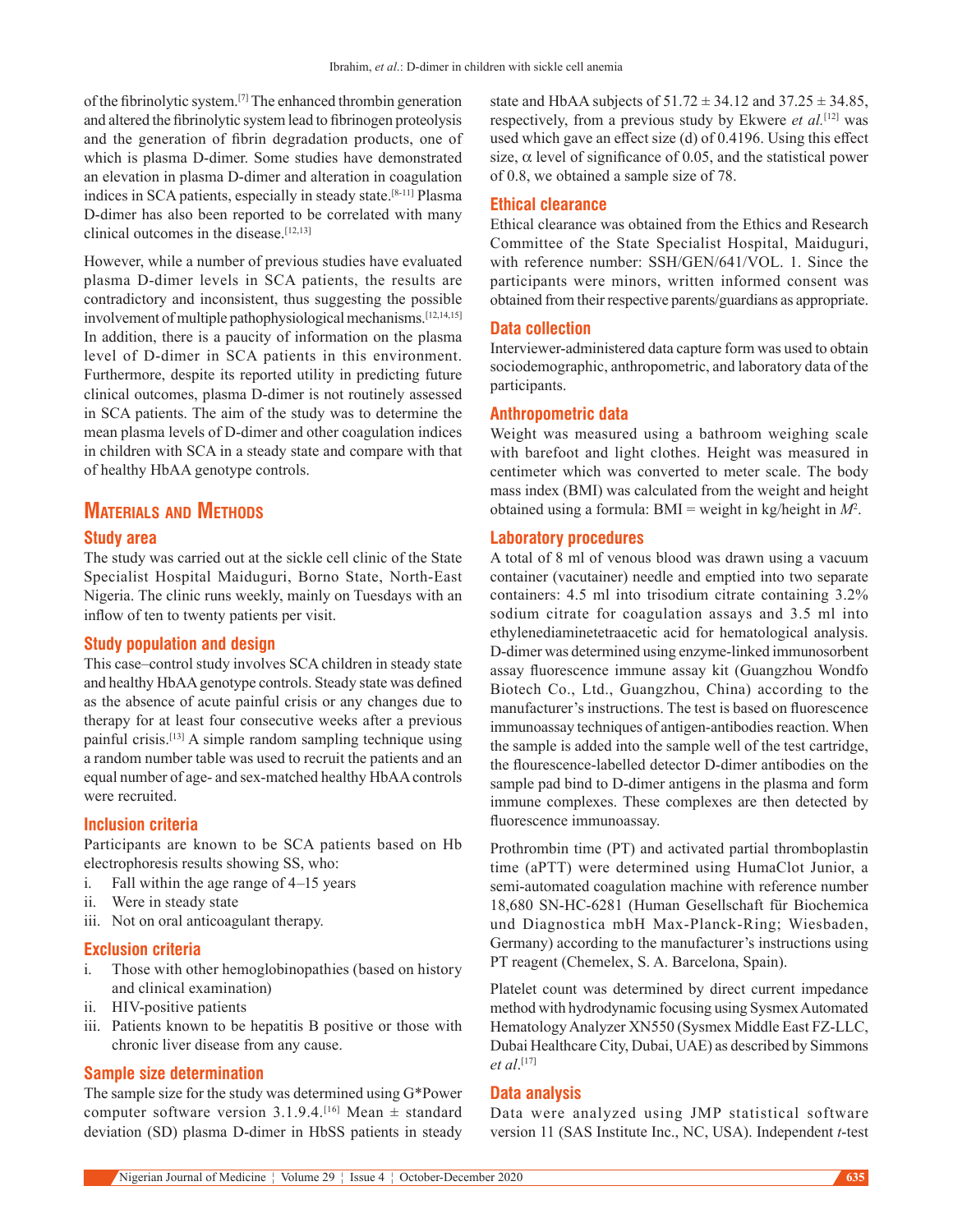of the fibrinolytic system.[7] The enhanced thrombin generation and altered the fibrinolytic system lead to fibrinogen proteolysis and the generation of fibrin degradation products, one of which is plasma D-dimer. Some studies have demonstrated an elevation in plasma D-dimer and alteration in coagulation indices in SCA patients, especially in steady state.[8-11] Plasma D-dimer has also been reported to be correlated with many clinical outcomes in the disease.[12,13]

However, while a number of previous studies have evaluated plasma D-dimer levels in SCA patients, the results are contradictory and inconsistent, thus suggesting the possible involvement of multiple pathophysiological mechanisms.[12,14,15] In addition, there is a paucity of information on the plasma level of D-dimer in SCA patients in this environment. Furthermore, despite its reported utility in predicting future clinical outcomes, plasma D-dimer is not routinely assessed in SCA patients. The aim of the study was to determine the mean plasma levels of D-dimer and other coagulation indices in children with SCA in a steady state and compare with that of healthy HbAA genotype controls.

## Materials and Methods

### Study area

The study was carried out at the sickle cell clinic of the State Specialist Hospital Maiduguri, Borno State, North-East Nigeria. The clinic runs weekly, mainly on Tuesdays with an inflow of ten to twenty patients per visit.

### Study population and design

This case–control study involves SCA children in steady state and healthy HbAA genotype controls. Steady state was defined as the absence of acute painful crisis or any changes due to therapy for at least four consecutive weeks after a previous painful crisis.[13] A simple random sampling technique using a random number table was used to recruit the patients and an equal number of age- and sex-matched healthy HbAA controls were recruited.

### Inclusion criteria

Participants are known to be SCA patients based on Hb electrophoresis results showing SS, who:

i. Fall within the age range of 4–15 years
ii. Were in steady state
iii. Not on oral anticoagulant therapy.

### Exclusion criteria

i. Those with other hemoglobinopathies (based on history and clinical examination)
ii. HIV-positive patients
iii. Patients known to be hepatitis B positive or those with chronic liver disease from any cause.

### Sample size determination

The sample size for the study was determined using G*Power computer software version 3.1.9.4.[16] Mean ± standard deviation (SD) plasma D-dimer in HbSS patients in steady state and HbAA subjects of 51.72 ± 34.12 and 37.25 ± 34.85, respectively, from a previous study by Ekwere *et al.*[12] was used which gave an effect size (d) of 0.4196. Using this effect size, $\alpha$ level of significance of 0.05, and the statistical power of 0.8, we obtained a sample size of 78.

### Ethical clearance

Ethical clearance was obtained from the Ethics and Research Committee of the State Specialist Hospital, Maiduguri, with reference number: SSH/GEN/641/VOL. 1. Since the participants were minors, written informed consent was obtained from their respective parents/guardians as appropriate.

### Data collection

Interviewer-administered data capture form was used to obtain sociodemographic, anthropometric, and laboratory data of the participants.

### Anthropometric data

Weight was measured using a bathroom weighing scale with barefoot and light clothes. Height was measured in centimeter which was converted to meter scale. The body mass index (BMI) was calculated from the weight and height obtained using a formula: BMI = weight in kg/height in $M^2$.

### Laboratory procedures

A total of 8 ml of venous blood was drawn using a vacuum container (vacutainer) needle and emptied into two separate containers: 4.5 ml into trisodium citrate containing 3.2% sodium citrate for coagulation assays and 3.5 ml into ethylenediaminetetraacetic acid for hematological analysis. D-dimer was determined using enzyme-linked immunosorbent assay fluorescence immune assay kit (Guangzhou Wondfo Biotech Co., Ltd., Guangzhou, China) according to the manufacturer's instructions. The test is based on fluorescence immunoassay techniques of antigen-antibodies reaction. When the sample is added into the sample well of the test cartridge, the flourescence-labelled detector D-dimer antibodies on the sample pad bind to D-dimer antigens in the plasma and form immune complexes. These complexes are then detected by fluorescence immunoassay.

Prothrombin time (PT) and activated partial thromboplastin time (aPTT) were determined using HumaClot Junior, a semi-automated coagulation machine with reference number 18,680 SN-HC-6281 (Human Gesellschaft für Biochemica und Diagnostica mbH Max-Planck-Ring; Wiesbaden, Germany) according to the manufacturer's instructions using PT reagent (Chemelex, S. A. Barcelona, Spain).

Platelet count was determined by direct current impedance method with hydrodynamic focusing using Sysmex Automated Hematology Analyzer XN550 (Sysmex Middle East FZ-LLC, Dubai Healthcare City, Dubai, UAE) as described by Simmons *et al*.[17]

### Data analysis

Data were analyzed using JMP statistical software version 11 (SAS Institute Inc., NC, USA). Independent *t*-test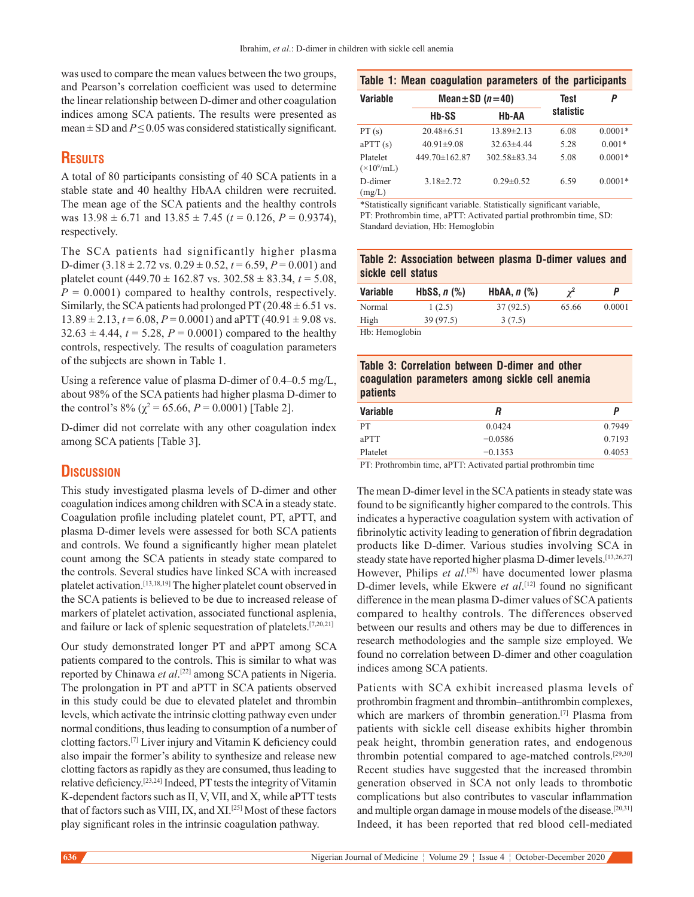was used to compare the mean values between the two groups, and Pearson's correlation coefficient was used to determine the linear relationship between D-dimer and other coagulation indices among SCA patients. The results were presented as mean ± SD and $P \leq 0.05$ was considered statistically significant.

## Results

A total of 80 participants consisting of 40 SCA patients in a stable state and 40 healthy HbAA children were recruited. The mean age of the SCA patients and the healthy controls was 13.98 ± 6.71 and 13.85 ± 7.45 ($t = 0.126$, $P = 0.9374$), respectively.

The SCA patients had significantly higher plasma D-dimer (3.18 ± 2.72 vs. 0.29 ± 0.52, $t = 6.59$, $P = 0.001$) and platelet count (449.70 ± 162.87 vs. 302.58 ± 83.34, $t = 5.08$, $P = 0.0001$) compared to healthy controls, respectively. Similarly, the SCA patients had prolonged PT (20.48 ± 6.51 vs. 13.89 ± 2.13, $t = 6.08$, $P = 0.0001$) and aPTT (40.91 ± 9.08 vs. 32.63 ± 4.44, $t = 5.28$, $P = 0.0001$) compared to the healthy controls, respectively. The results of coagulation parameters of the subjects are shown in Table 1.

Using a reference value of plasma D-dimer of 0.4–0.5 mg/L, about 98% of the SCA patients had higher plasma D-dimer to the control's 8% ($\chi^2 = 65.66$, $P = 0.0001$) [Table 2].

D-dimer did not correlate with any other coagulation index among SCA patients [Table 3].

**Table 1: Mean coagulation parameters of the participants**

| Variable | Mean±SD ($n$=40) | | Test statistic | $P$ |
|---|---|---|---|---|
| | Hb-SS | Hb-AA | | |
| PT (s) | 20.48±6.51 | 13.89±2.13 | 6.08 | 0.0001* |
| aPTT (s) | 40.91±9.08 | 32.63±4.44 | 5.28 | 0.001* |
| Platelet ($\times 10^9$/mL) | 449.70±162.87 | 302.58±83.34 | 5.08 | 0.0001* |
| D-dimer (mg/L) | 3.18±2.72 | 0.29±0.52 | 6.59 | 0.0001* |

*Statistically significant variable. Statistically significant variable, PT: Prothrombin time, aPTT: Activated partial prothrombin time, SD: Standard deviation, Hb: Hemoglobin

**Table 2: Association between plasma D-dimer values and sickle cell status**

| Variable | HbSS, $n$ (%) | HbAA, $n$ (%) | $\chi^2$ | $P$ |
|---|---|---|---|---|
| Normal | 1 (2.5) | 37 (92.5) | 65.66 | 0.0001 |
| High | 39 (97.5) | 3 (7.5) | | |

Hb: Hemoglobin

**Table 3: Correlation between D-dimer and other coagulation parameters among sickle cell anemia patients**

| Variable | $R$ | $P$ |
|---|---|---|
| PT | 0.0424 | 0.7949 |
| aPTT | −0.0586 | 0.7193 |
| Platelet | −0.1353 | 0.4053 |

PT: Prothrombin time, aPTT: Activated partial prothrombin time

## Discussion

This study investigated plasma levels of D-dimer and other coagulation indices among children with SCA in a steady state. Coagulation profile including platelet count, PT, aPTT, and plasma D-dimer levels were assessed for both SCA patients and controls. We found a significantly higher mean platelet count among the SCA patients in steady state compared to the controls. Several studies have linked SCA with increased platelet activation.[13,18,19] The higher platelet count observed in the SCA patients is believed to be due to increased release of markers of platelet activation, associated functional asplenia, and failure or lack of splenic sequestration of platelets.[7,20,21]

Our study demonstrated longer PT and aPPT among SCA patients compared to the controls. This is similar to what was reported by Chinawa *et al*.[22] among SCA patients in Nigeria. The prolongation in PT and aPTT in SCA patients observed in this study could be due to elevated platelet and thrombin levels, which activate the intrinsic clotting pathway even under normal conditions, thus leading to consumption of a number of clotting factors.[7] Liver injury and Vitamin K deficiency could also impair the former's ability to synthesize and release new clotting factors as rapidly as they are consumed, thus leading to relative deficiency.[23,24] Indeed, PT tests the integrity of Vitamin K-dependent factors such as II, V, VII, and X, while aPTT tests that of factors such as VIII, IX, and XI.[25] Most of these factors play significant roles in the intrinsic coagulation pathway.

The mean D-dimer level in the SCA patients in steady state was found to be significantly higher compared to the controls. This indicates a hyperactive coagulation system with activation of fibrinolytic activity leading to generation of fibrin degradation products like D-dimer. Various studies involving SCA in steady state have reported higher plasma D-dimer levels.[13,26,27] However, Philips *et al*.[28] have documented lower plasma D-dimer levels, while Ekwere *et al*.[12] found no significant difference in the mean plasma D-dimer values of SCA patients compared to healthy controls. The differences observed between our results and others may be due to differences in research methodologies and the sample size employed. We found no correlation between D-dimer and other coagulation indices among SCA patients.

Patients with SCA exhibit increased plasma levels of prothrombin fragment and thrombin–antithrombin complexes, which are markers of thrombin generation.[7] Plasma from patients with sickle cell disease exhibits higher thrombin peak height, thrombin generation rates, and endogenous thrombin potential compared to age-matched controls.[29,30] Recent studies have suggested that the increased thrombin generation observed in SCA not only leads to thrombotic complications but also contributes to vascular inflammation and multiple organ damage in mouse models of the disease.[20,31] Indeed, it has been reported that red blood cell-mediated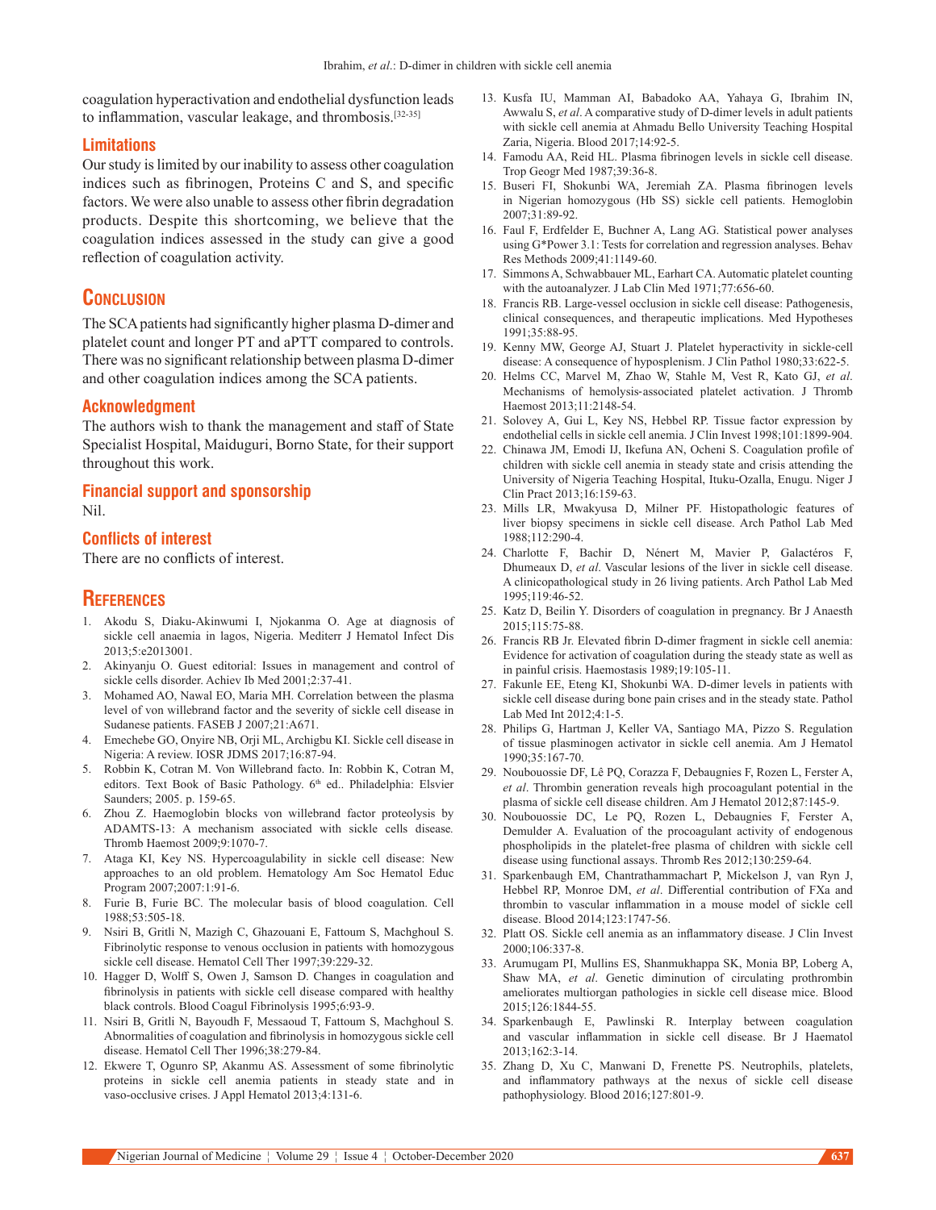coagulation hyperactivation and endothelial dysfunction leads to inflammation, vascular leakage, and thrombosis.[32-35]

## Limitations

Our study is limited by our inability to assess other coagulation indices such as fibrinogen, Proteins C and S, and specific factors. We were also unable to assess other fibrin degradation products. Despite this shortcoming, we believe that the coagulation indices assessed in the study can give a good reflection of coagulation activity.

# Conclusion

The SCA patients had significantly higher plasma D-dimer and platelet count and longer PT and aPTT compared to controls. There was no significant relationship between plasma D-dimer and other coagulation indices among the SCA patients.

## Acknowledgment

The authors wish to thank the management and staff of State Specialist Hospital, Maiduguri, Borno State, for their support throughout this work.

## Financial support and sponsorship

Nil.

## Conflicts of interest

There are no conflicts of interest.

# References

1. Akodu S, Diaku-Akinwumi I, Njokanma O. Age at diagnosis of sickle cell anaemia in lagos, Nigeria. Mediterr J Hematol Infect Dis 2013;5:e2013001.
2. Akinyanju O. Guest editorial: Issues in management and control of sickle cells disorder. Achiev Ib Med 2001;2:37-41.
3. Mohamed AO, Nawal EO, Maria MH. Correlation between the plasma level of von willebrand factor and the severity of sickle cell disease in Sudanese patients. FASEB J 2007;21:A671.
4. Emechebe GO, Onyire NB, Orji ML, Archigbu KI. Sickle cell disease in Nigeria: A review. IOSR JDMS 2017;16:87-94.
5. Robbin K, Cotran M. Von Willebrand facto. In: Robbin K, Cotran M, editors. Text Book of Basic Pathology. 6th ed.. Philadelphia: Elsvier Saunders; 2005. p. 159-65.
6. Zhou Z. Haemoglobin blocks von willebrand factor proteolysis by ADAMTS-13: A mechanism associated with sickle cells disease. Thromb Haemost 2009;9:1070-7.
7. Ataga KI, Key NS. Hypercoagulability in sickle cell disease: New approaches to an old problem. Hematology Am Soc Hematol Educ Program 2007;2007:1:91-6.
8. Furie B, Furie BC. The molecular basis of blood coagulation. Cell 1988;53:505-18.
9. Nsiri B, Gritli N, Mazigh C, Ghazouani E, Fattoum S, Machghoul S. Fibrinolytic response to venous occlusion in patients with homozygous sickle cell disease. Hematol Cell Ther 1997;39:229-32.
10. Hagger D, Wolff S, Owen J, Samson D. Changes in coagulation and fibrinolysis in patients with sickle cell disease compared with healthy black controls. Blood Coagul Fibrinolysis 1995;6:93-9.
11. Nsiri B, Gritli N, Bayoudh F, Messaoud T, Fattoum S, Machghoul S. Abnormalities of coagulation and fibrinolysis in homozygous sickle cell disease. Hematol Cell Ther 1996;38:279-84.
12. Ekwere T, Ogunro SP, Akanmu AS. Assessment of some fibrinolytic proteins in sickle cell anemia patients in steady state and in vaso-occlusive crises. J Appl Hematol 2013;4:131-6.
13. Kusfa IU, Mamman AI, Babadoko AA, Yahaya G, Ibrahim IN, Awwalu S, *et al*. A comparative study of D-dimer levels in adult patients with sickle cell anemia at Ahmadu Bello University Teaching Hospital Zaria, Nigeria. Blood 2017;14:92-5.
14. Famodu AA, Reid HL. Plasma fibrinogen levels in sickle cell disease. Trop Geogr Med 1987;39:36-8.
15. Buseri FI, Shokunbi WA, Jeremiah ZA. Plasma fibrinogen levels in Nigerian homozygous (Hb SS) sickle cell patients. Hemoglobin 2007;31:89-92.
16. Faul F, Erdfelder E, Buchner A, Lang AG. Statistical power analyses using G*Power 3.1: Tests for correlation and regression analyses. Behav Res Methods 2009;41:1149-60.
17. Simmons A, Schwabbauer ML, Earhart CA. Automatic platelet counting with the autoanalyzer. J Lab Clin Med 1971;77:656-60.
18. Francis RB. Large-vessel occlusion in sickle cell disease: Pathogenesis, clinical consequences, and therapeutic implications. Med Hypotheses 1991;35:88-95.
19. Kenny MW, George AJ, Stuart J. Platelet hyperactivity in sickle-cell disease: A consequence of hyposplenism. J Clin Pathol 1980;33:622-5.
20. Helms CC, Marvel M, Zhao W, Stahle M, Vest R, Kato GJ, *et al*. Mechanisms of hemolysis-associated platelet activation. J Thromb Haemost 2013;11:2148-54.
21. Solovey A, Gui L, Key NS, Hebbel RP. Tissue factor expression by endothelial cells in sickle cell anemia. J Clin Invest 1998;101:1899-904.
22. Chinawa JM, Emodi IJ, Ikefuna AN, Ocheni S. Coagulation profile of children with sickle cell anemia in steady state and crisis attending the University of Nigeria Teaching Hospital, Ituku-Ozalla, Enugu. Niger J Clin Pract 2013;16:159-63.
23. Mills LR, Mwakyusa D, Milner PF. Histopathologic features of liver biopsy specimens in sickle cell disease. Arch Pathol Lab Med 1988;112:290-4.
24. Charlotte F, Bachir D, Nénert M, Mavier P, Galactéros F, Dhumeaux D, *et al*. Vascular lesions of the liver in sickle cell disease. A clinicopathological study in 26 living patients. Arch Pathol Lab Med 1995;119:46-52.
25. Katz D, Beilin Y. Disorders of coagulation in pregnancy. Br J Anaesth 2015;115:75-88.
26. Francis RB Jr. Elevated fibrin D-dimer fragment in sickle cell anemia: Evidence for activation of coagulation during the steady state as well as in painful crisis. Haemostasis 1989;19:105-11.
27. Fakunle EE, Eteng KI, Shokunbi WA. D-dimer levels in patients with sickle cell disease during bone pain crises and in the steady state. Pathol Lab Med Int 2012;4:1-5.
28. Philips G, Hartman J, Keller VA, Santiago MA, Pizzo S. Regulation of tissue plasminogen activator in sickle cell anemia. Am J Hematol 1990;35:167-70.
29. Noubouossie DF, Lê PQ, Corazza F, Debaugnies F, Rozen L, Ferster A, *et al*. Thrombin generation reveals high procoagulant potential in the plasma of sickle cell disease children. Am J Hematol 2012;87:145-9.
30. Noubouossie DC, Le PQ, Rozen L, Debaugnies F, Ferster A, Demulder A. Evaluation of the procoagulant activity of endogenous phospholipids in the platelet-free plasma of children with sickle cell disease using functional assays. Thromb Res 2012;130:259-64.
31. Sparkenbaugh EM, Chantrathammachart P, Mickelson J, van Ryn J, Hebbel RP, Monroe DM, *et al*. Differential contribution of FXa and thrombin to vascular inflammation in a mouse model of sickle cell disease. Blood 2014;123:1747-56.
32. Platt OS. Sickle cell anemia as an inflammatory disease. J Clin Invest 2000;106:337-8.
33. Arumugam PI, Mullins ES, Shanmukhappa SK, Monia BP, Loberg A, Shaw MA, *et al*. Genetic diminution of circulating prothrombin ameliorates multiorgan pathologies in sickle cell disease mice. Blood 2015;126:1844-55.
34. Sparkenbaugh E, Pawlinski R. Interplay between coagulation and vascular inflammation in sickle cell disease. Br J Haematol 2013;162:3-14.
35. Zhang D, Xu C, Manwani D, Frenette PS. Neutrophils, platelets, and inflammatory pathways at the nexus of sickle cell disease pathophysiology. Blood 2016;127:801-9.